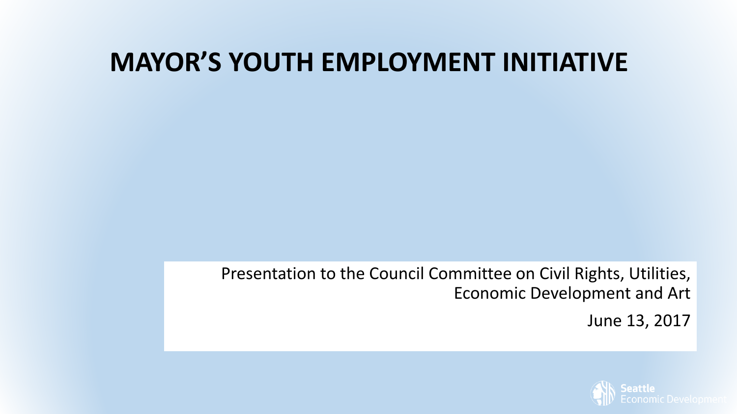# MAYOR'S YOUTH EMPLOYMENT INITIATIVE

Presentation to the Council Committee on Civil Rights, Utilities, Economic Development and Art

June 13, 2017

Seattle Economic Development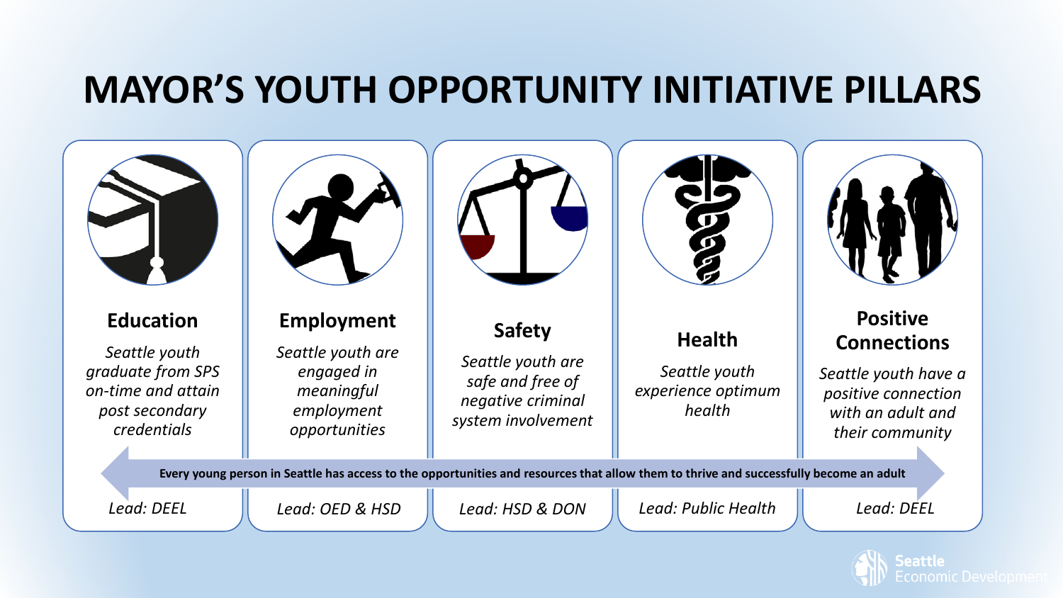# MAYOR'S YOUTH OPPORTUNITY INITIATIVE PILLARS

### Education

*Seattle youth graduate from SPS on-time and attain post secondary credentials*

*Lead: DEEL*

### Employment

*Seattle youth are engaged in meaningful employment opportunities*

*Lead: OED & HSD*

### Safety

*Seattle youth are safe and free of negative criminal system involvement*

*Lead: HSD & DON*

### Health

*Seattle youth experience optimum health*

*Lead: Public Health*

### Positive Connections

*Seattle youth have a positive connection with an adult and their community*

*Lead: DEEL*

**Every young person in Seattle has access to the opportunities and resources that allow them to thrive and successfully become an adult**

Seattle Economic Development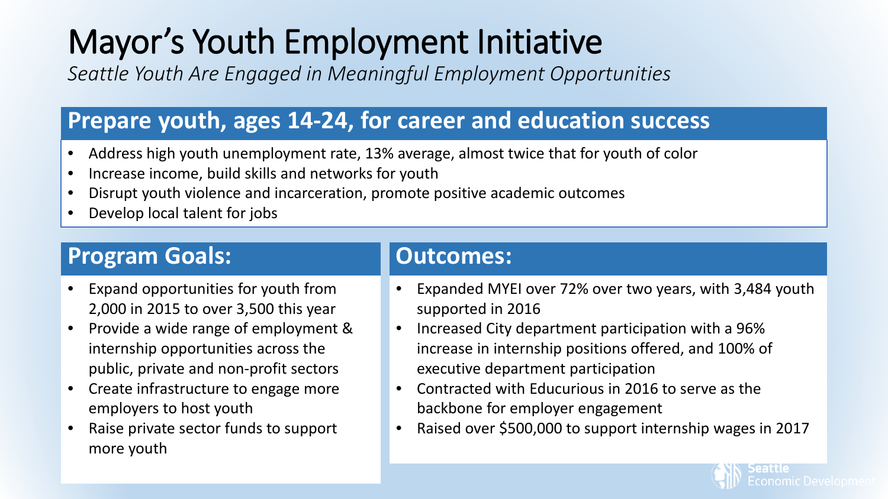# Mayor's Youth Employment Initiative

*Seattle Youth Are Engaged in Meaningful Employment Opportunities*

## Prepare youth, ages 14-24, for career and education success

- Address high youth unemployment rate, 13% average, almost twice that for youth of color
- Increase income, build skills and networks for youth
- Disrupt youth violence and incarceration, promote positive academic outcomes
- Develop local talent for jobs

## Program Goals:

- Expand opportunities for youth from 2,000 in 2015 to over 3,500 this year
- Provide a wide range of employment & internship opportunities across the public, private and non-profit sectors
- Create infrastructure to engage more employers to host youth
- Raise private sector funds to support more youth

## Outcomes:

- Expanded MYEI over 72% over two years, with 3,484 youth supported in 2016
- Increased City department participation with a 96% increase in internship positions offered, and 100% of executive department participation
- Contracted with Educurious in 2016 to serve as the backbone for employer engagement
- Raised over $500,000 to support internship wages in 2017

Seattle Economic Development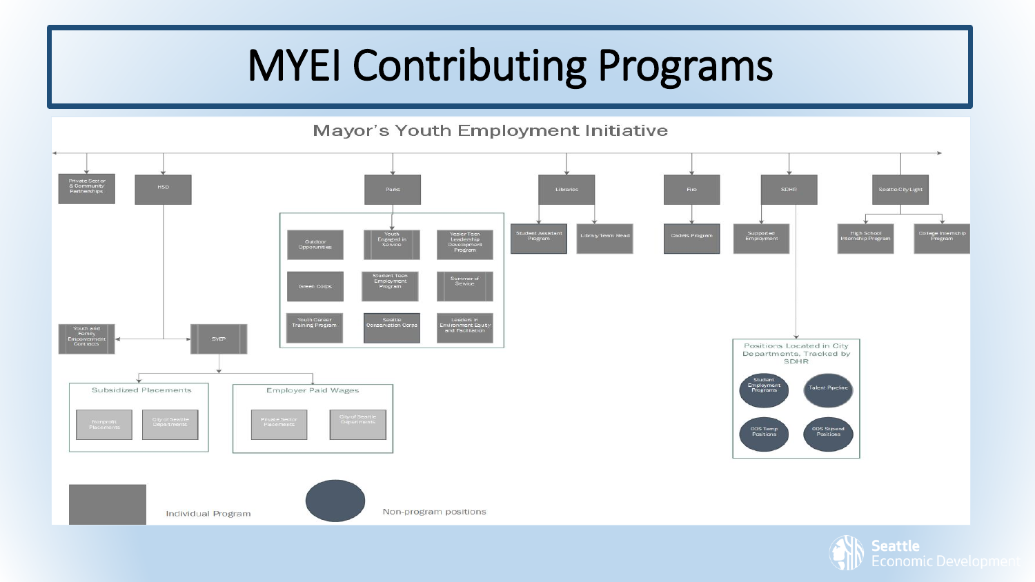# MYEI Contributing Programs

## Mayor's Youth Employment Initiative

- **Private Sector & Community Partnerships**
- **HSD**
  - Youth and Family Empowerment Contracts
  - SYEP
    - Subsidized Placements
      - Nonprofit Placements
      - City of Seattle Departments
    - Employer Paid Wages
      - Private Sector Placements
      - City of Seattle Departments
- **Parks**
  - Outdoor Opportunities
  - Youth Engaged in Service
  - Yesler Teen Leadership Development Program
  - Green Corps
  - Student Teen Employment Program
  - Summer of Service
  - Youth Career Training Program
  - Seattle Conservation Corps
  - Leaders in Environment Equity and Facilitation
- **Libraries**
  - Student Assistant Program
  - Library Teen Read
- **Fire**
  - Cadets Program
- **SDHR**
  - Supported Employment
  - Positions Located in City Departments, Tracked by SDHR
    - Student Employment Programs
    - Talent Pipeline
    - OOS Temp Positions
    - OOS Stipend Positions
- **Seattle City Light**
  - High School Internship Program
  - College Internship Program

Legend: Individual Program (square) — Non-program positions (circle)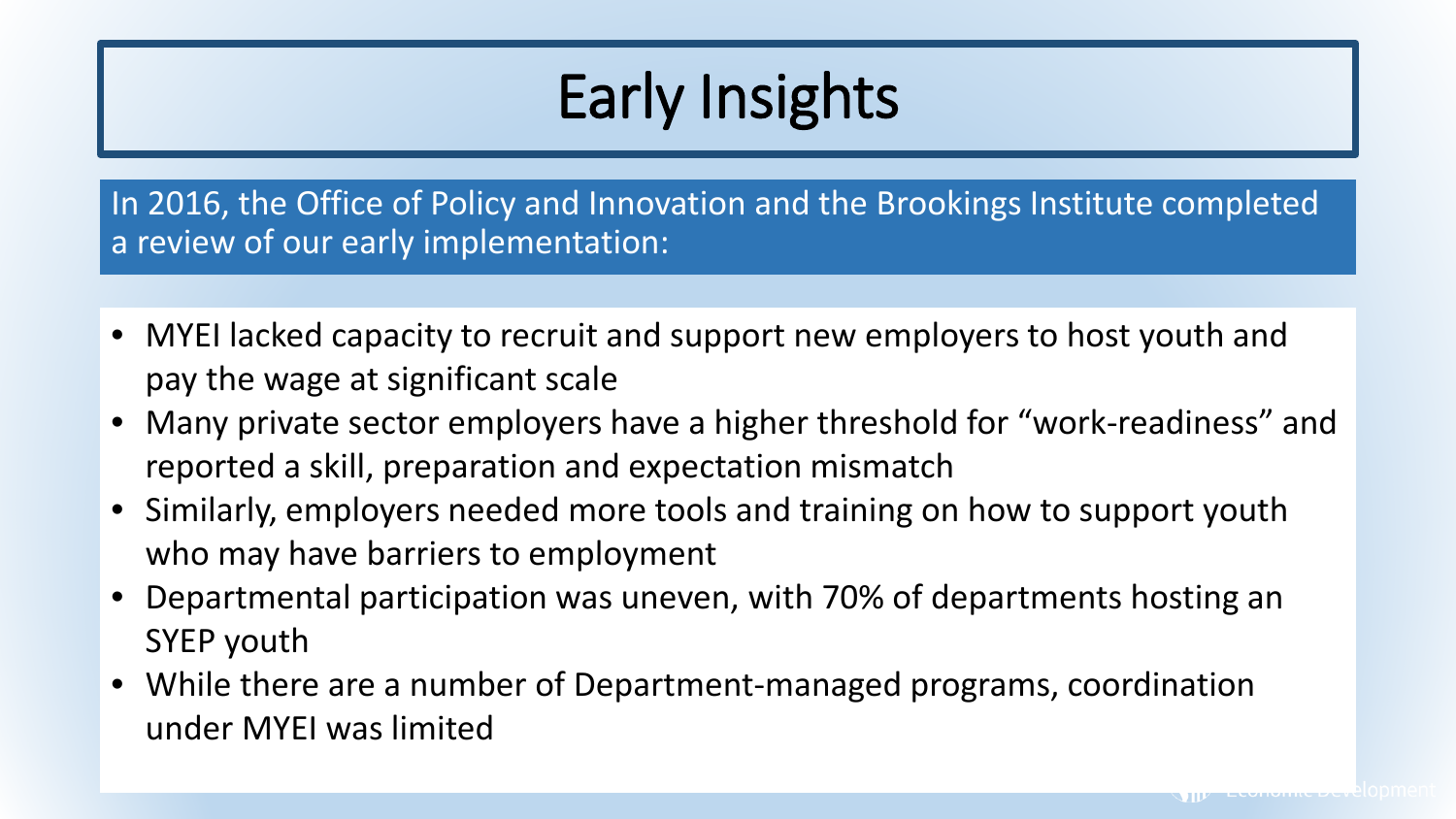# Early Insights

In 2016, the Office of Policy and Innovation and the Brookings Institute completed a review of our early implementation:

- MYEI lacked capacity to recruit and support new employers to host youth and pay the wage at significant scale
- Many private sector employers have a higher threshold for "work-readiness" and reported a skill, preparation and expectation mismatch
- Similarly, employers needed more tools and training on how to support youth who may have barriers to employment
- Departmental participation was uneven, with 70% of departments hosting an SYEP youth
- While there are a number of Department-managed programs, coordination under MYEI was limited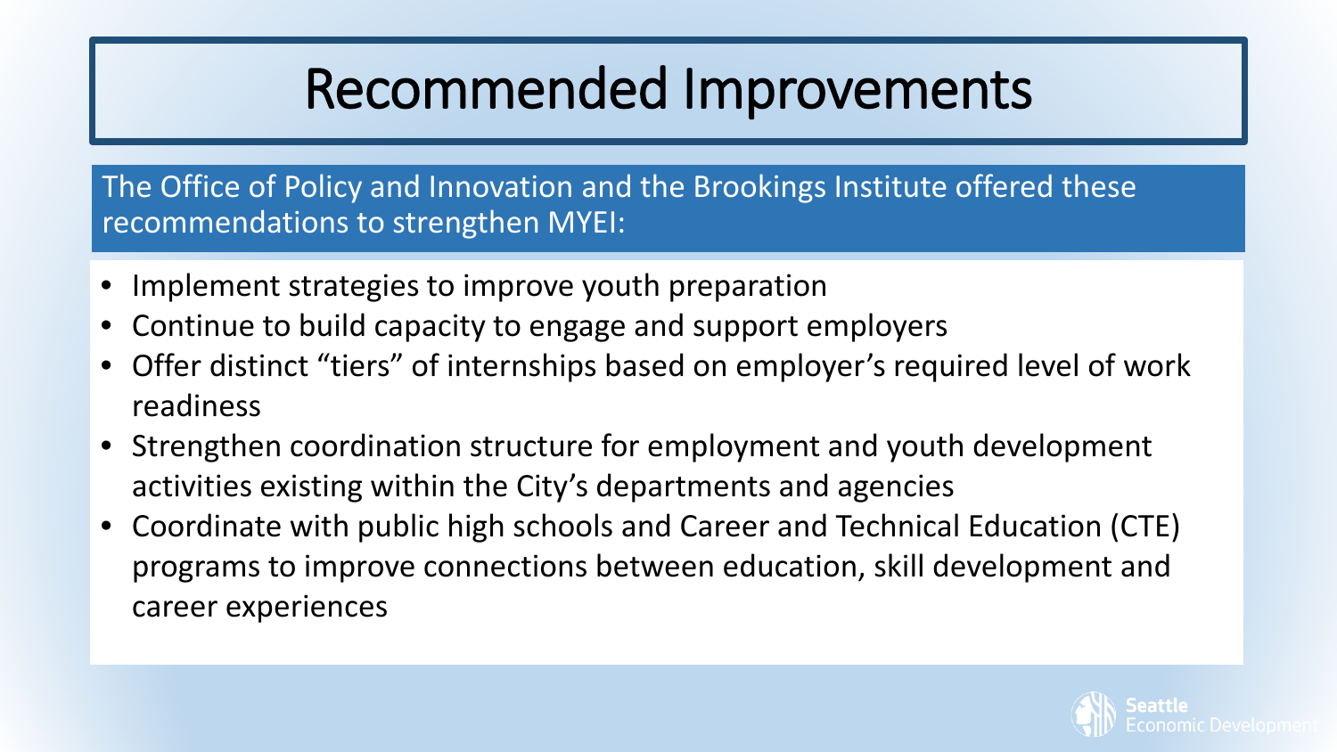# Recommended Improvements

The Office of Policy and Innovation and the Brookings Institute offered these recommendations to strengthen MYEI:

- Implement strategies to improve youth preparation
- Continue to build capacity to engage and support employers
- Offer distinct "tiers" of internships based on employer's required level of work readiness
- Strengthen coordination structure for employment and youth development activities existing within the City's departments and agencies
- Coordinate with public high schools and Career and Technical Education (CTE) programs to improve connections between education, skill development and career experiences

Seattle Economic Development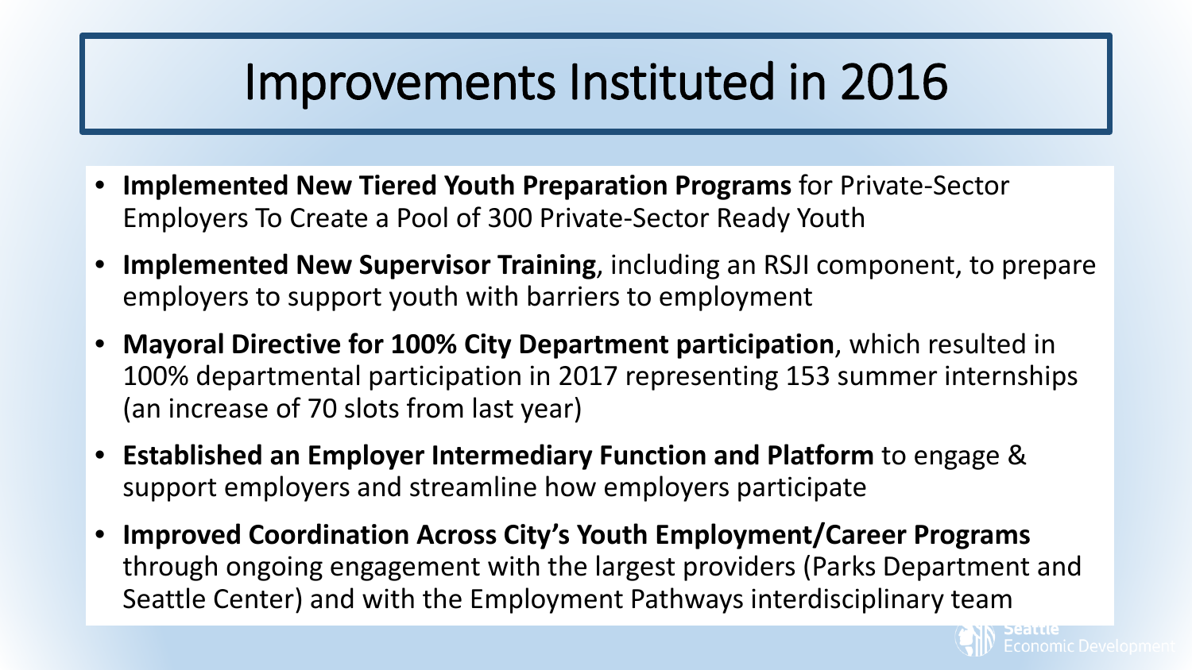# Improvements Instituted in 2016

- **Implemented New Tiered Youth Preparation Programs** for Private-Sector Employers To Create a Pool of 300 Private-Sector Ready Youth
- **Implemented New Supervisor Training**, including an RSJI component, to prepare employers to support youth with barriers to employment
- **Mayoral Directive for 100% City Department participation**, which resulted in 100% departmental participation in 2017 representing 153 summer internships (an increase of 70 slots from last year)
- **Established an Employer Intermediary Function and Platform** to engage & support employers and streamline how employers participate
- **Improved Coordination Across City's Youth Employment/Career Programs** through ongoing engagement with the largest providers (Parks Department and Seattle Center) and with the Employment Pathways interdisciplinary team

Seattle Economic Development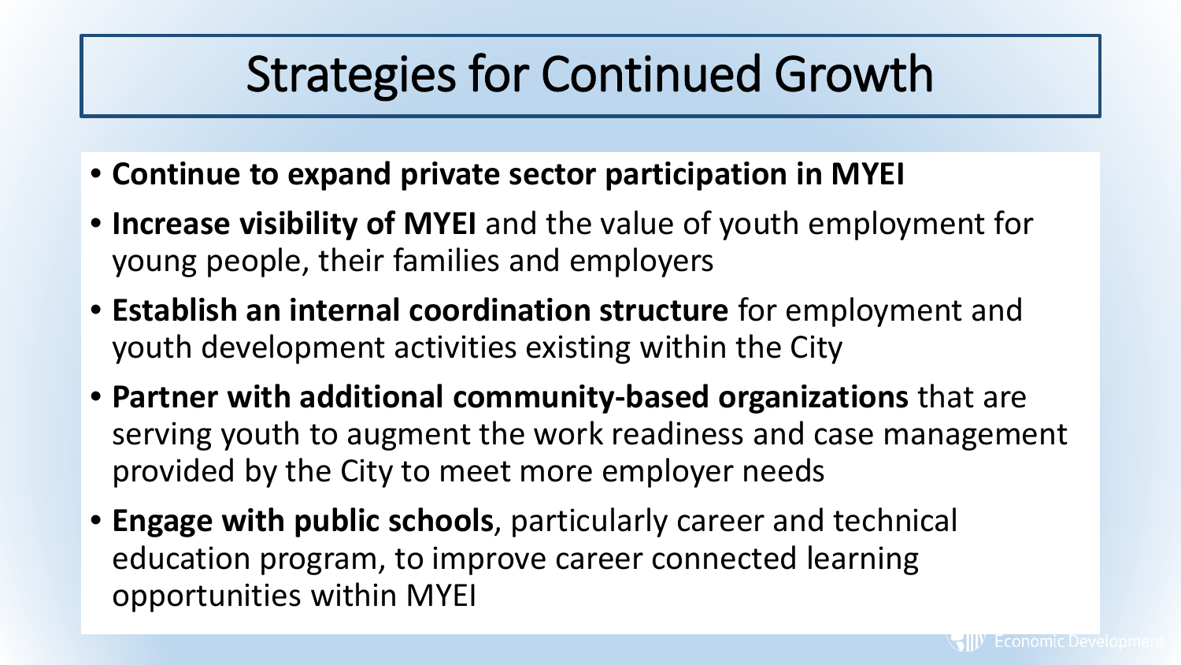# Strategies for Continued Growth

- **Continue to expand private sector participation in MYEI**
- **Increase visibility of MYEI** and the value of youth employment for young people, their families and employers
- **Establish an internal coordination structure** for employment and youth development activities existing within the City
- **Partner with additional community-based organizations** that are serving youth to augment the work readiness and case management provided by the City to meet more employer needs
- **Engage with public schools**, particularly career and technical education program, to improve career connected learning opportunities within MYEI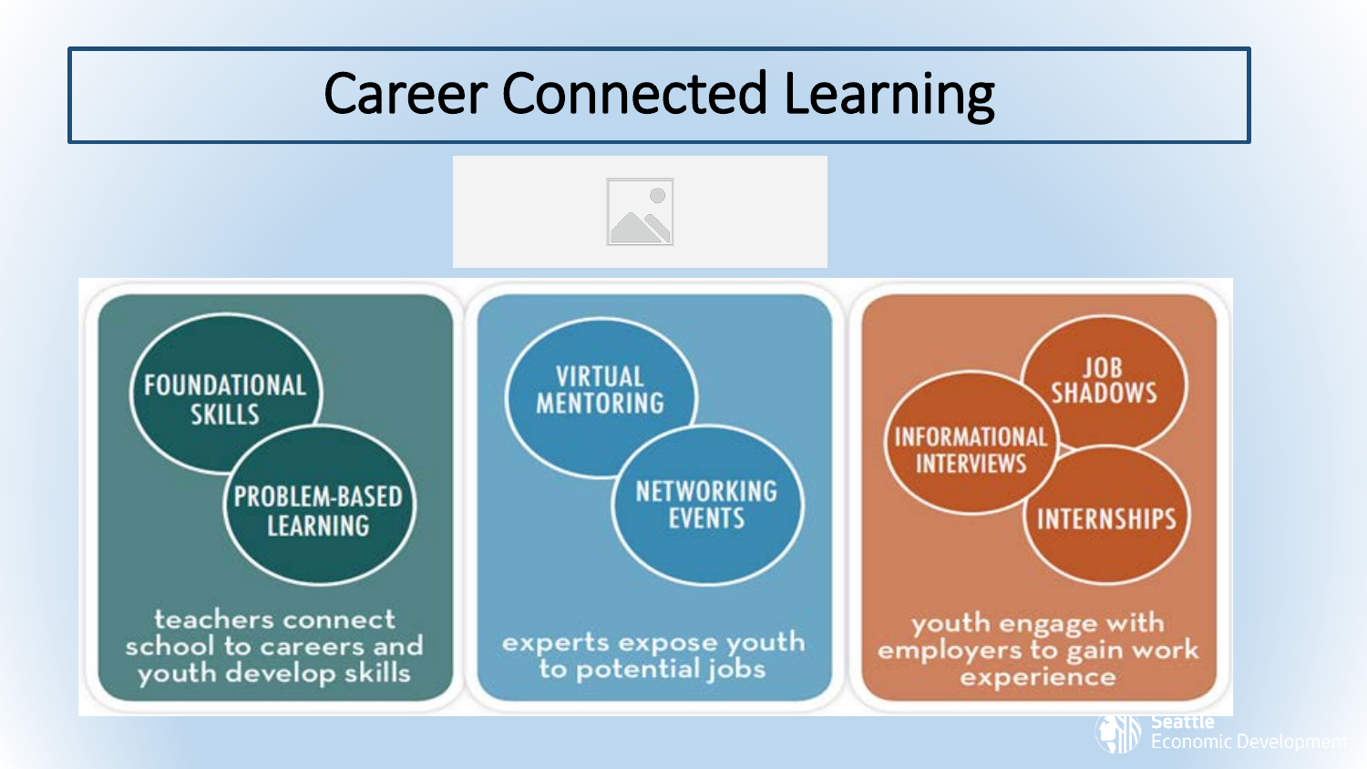# Career Connected Learning

**FOUNDATIONAL SKILLS**

**PROBLEM-BASED LEARNING**

teachers connect school to careers and youth develop skills

**VIRTUAL MENTORING**

**NETWORKING EVENTS**

experts expose youth to potential jobs

**JOB SHADOWS**

**INFORMATIONAL INTERVIEWS**

**INTERNSHIPS**

youth engage with employers to gain work experience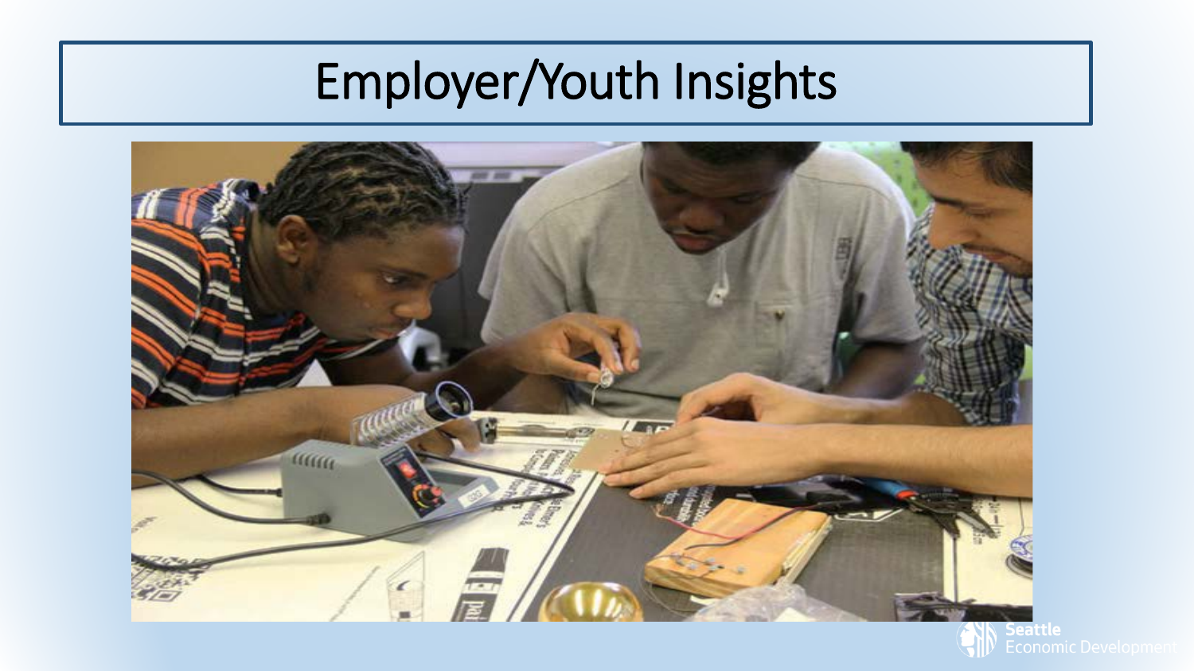# Employer/Youth Insights